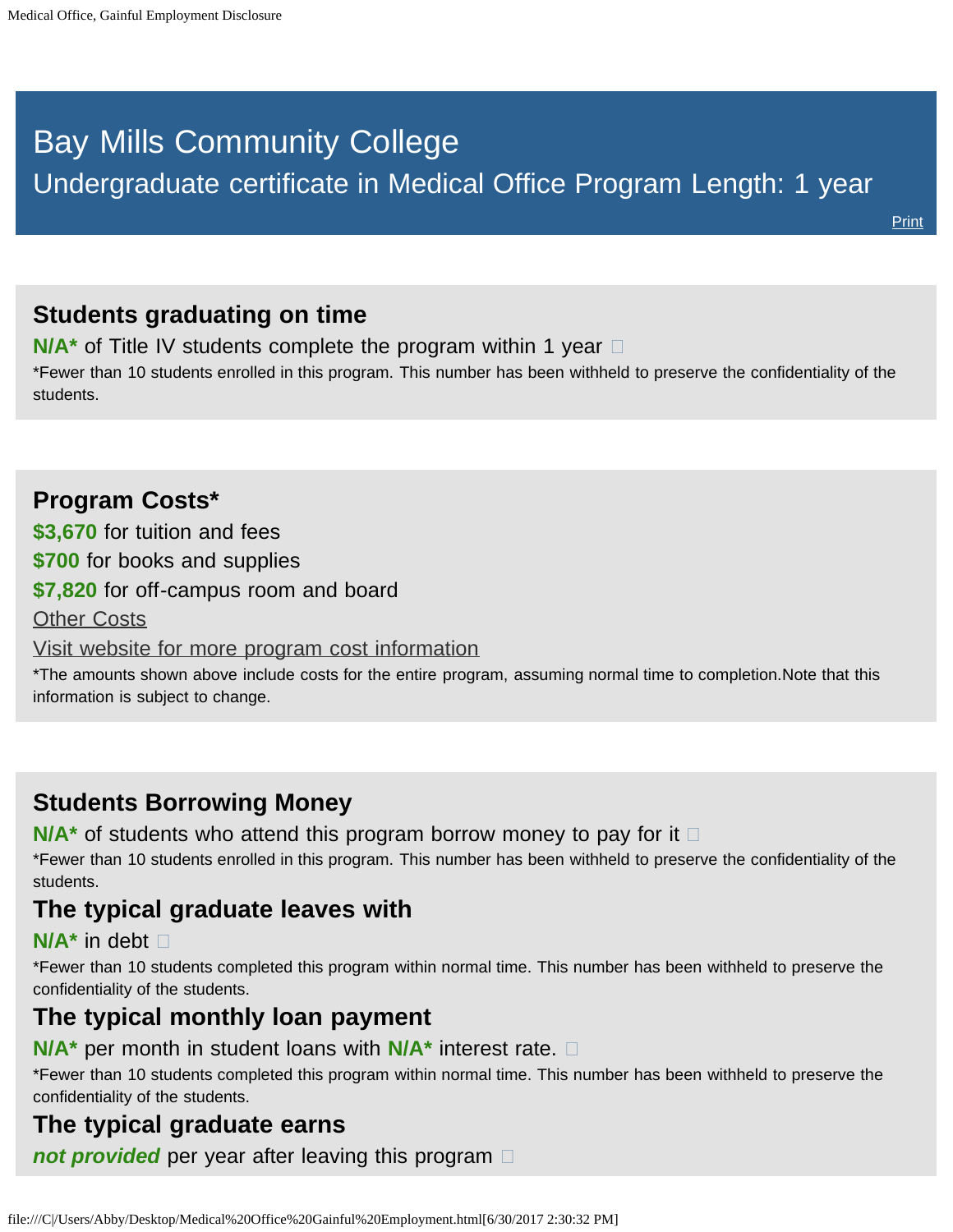# Bay Mills Community College

## Undergraduate certificate in Medical Office Program Length: 1 year

Print

### Students graduating on time

**N/A*** of Title IV students complete the program within 1 year

*Fewer than 10 students enrolled in this program. This number has been withheld to preserve the confidentiality of the students.

### Program Costs*

**$3,670** for tuition and fees

**$700** for books and supplies

**$7,820** for off-campus room and board

Other Costs

Visit website for more program cost information

*The amounts shown above include costs for the entire program, assuming normal time to completion.Note that this information is subject to change.

### Students Borrowing Money

**N/A*** of students who attend this program borrow money to pay for it

*Fewer than 10 students enrolled in this program. This number has been withheld to preserve the confidentiality of the students.

### The typical graduate leaves with

**N/A*** in debt

*Fewer than 10 students completed this program within normal time. This number has been withheld to preserve the confidentiality of the students.

### The typical monthly loan payment

**N/A*** per month in student loans with **N/A*** interest rate.

*Fewer than 10 students completed this program within normal time. This number has been withheld to preserve the confidentiality of the students.

### The typical graduate earns

***not provided*** per year after leaving this program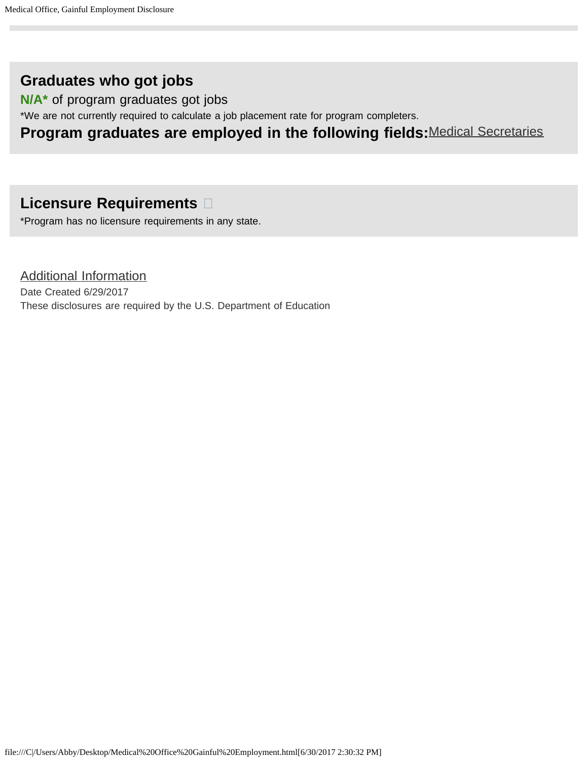## Graduates who got jobs

**N/A*** of program graduates got jobs

*We are not currently required to calculate a job placement rate for program completers.

**Program graduates are employed in the following fields:** Medical Secretaries

## Licensure Requirements

*Program has no licensure requirements in any state.

Additional Information

Date Created 6/29/2017

These disclosures are required by the U.S. Department of Education